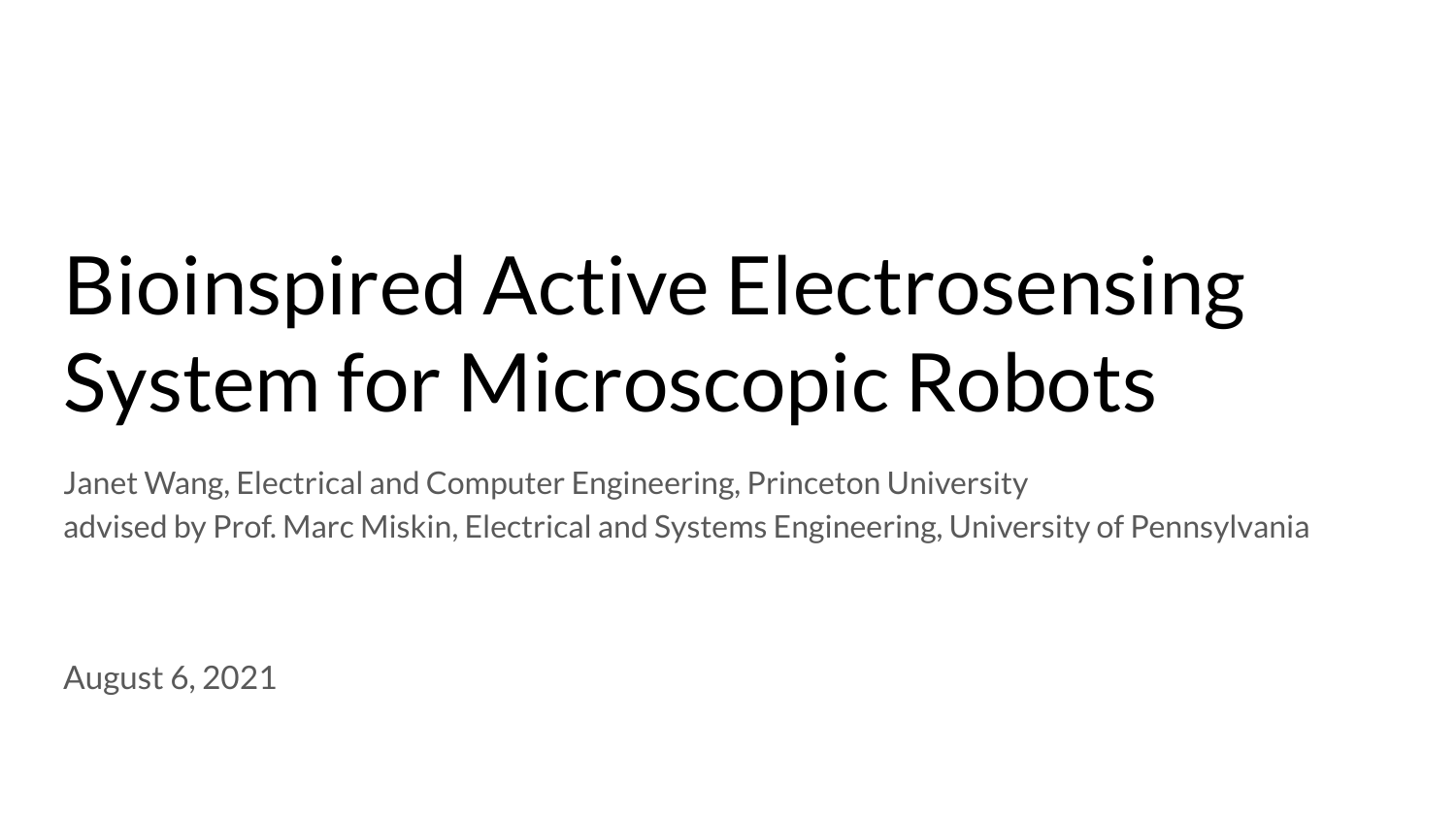# Bioinspired Active Electrosensing System for Microscopic Robots

Janet Wang, Electrical and Computer Engineering, Princeton University
advised by Prof. Marc Miskin, Electrical and Systems Engineering, University of Pennsylvania

August 6, 2021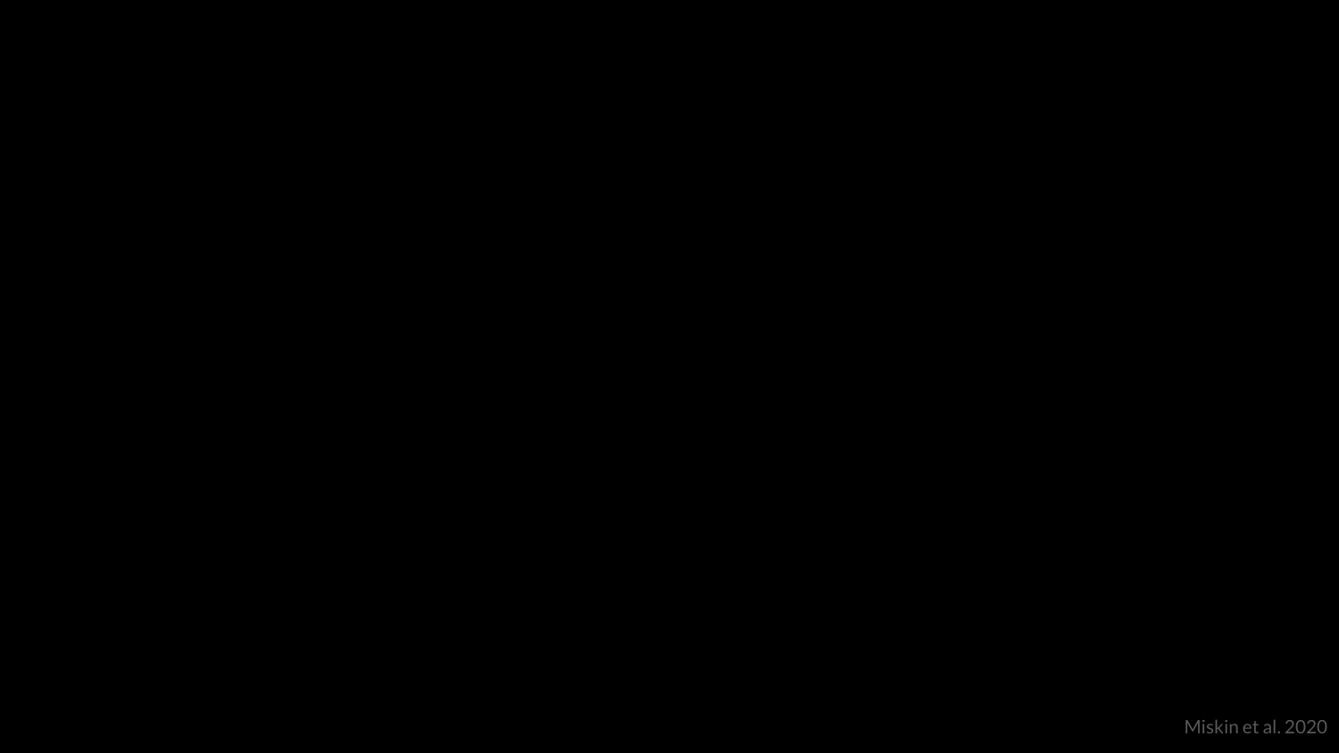Miskin et al. 2020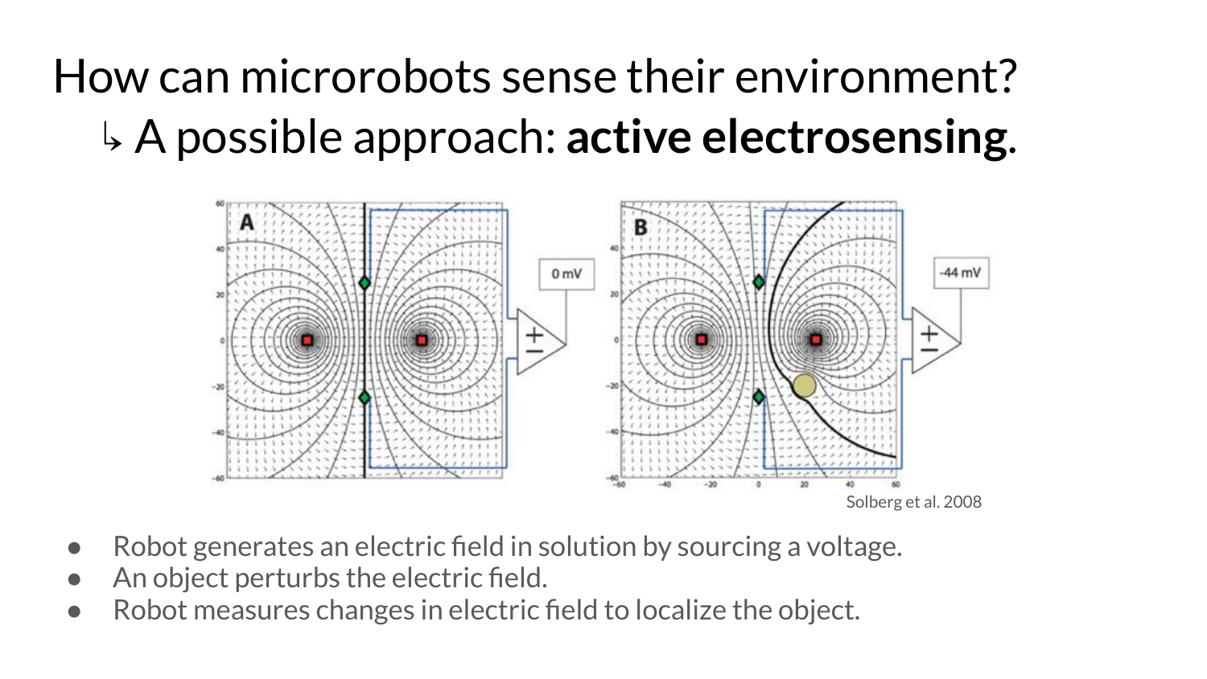# How can microrobots sense their environment?

## ↳ A possible approach: **active electrosensing**.

Solberg et al. 2008

- Robot generates an electric field in solution by sourcing a voltage.
- An object perturbs the electric field.
- Robot measures changes in electric field to localize the object.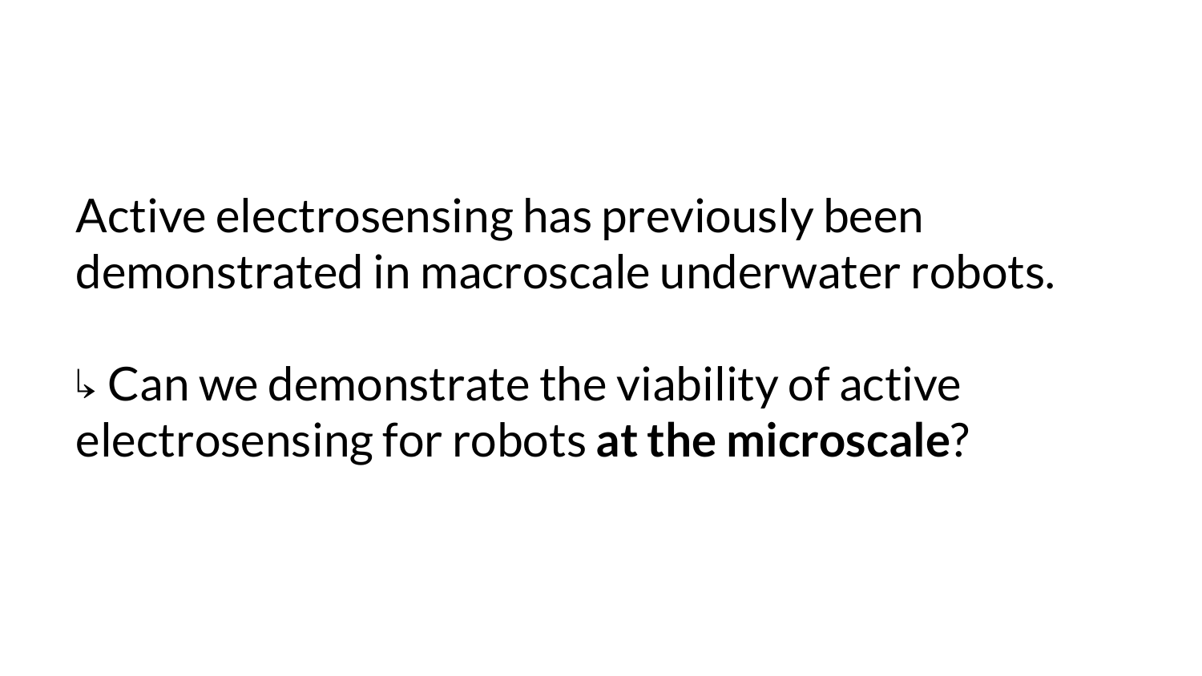Active electrosensing has previously been demonstrated in macroscale underwater robots.

↳ Can we demonstrate the viability of active electrosensing for robots **at the microscale**?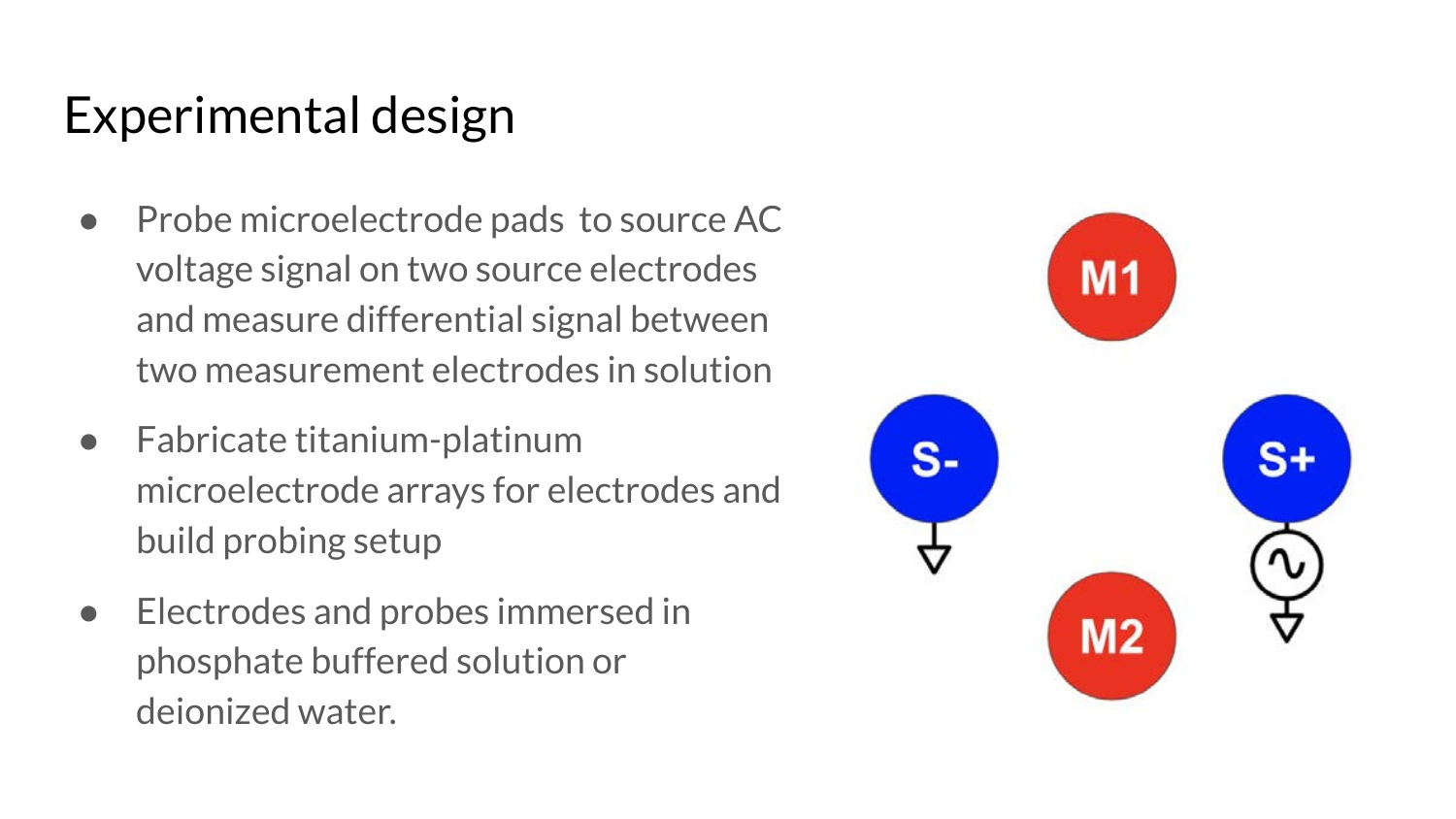# Experimental design

- Probe microelectrode pads to source AC voltage signal on two source electrodes and measure differential signal between two measurement electrodes in solution
- Fabricate titanium-platinum microelectrode arrays for electrodes and build probing setup
- Electrodes and probes immersed in phosphate buffered solution or deionized water.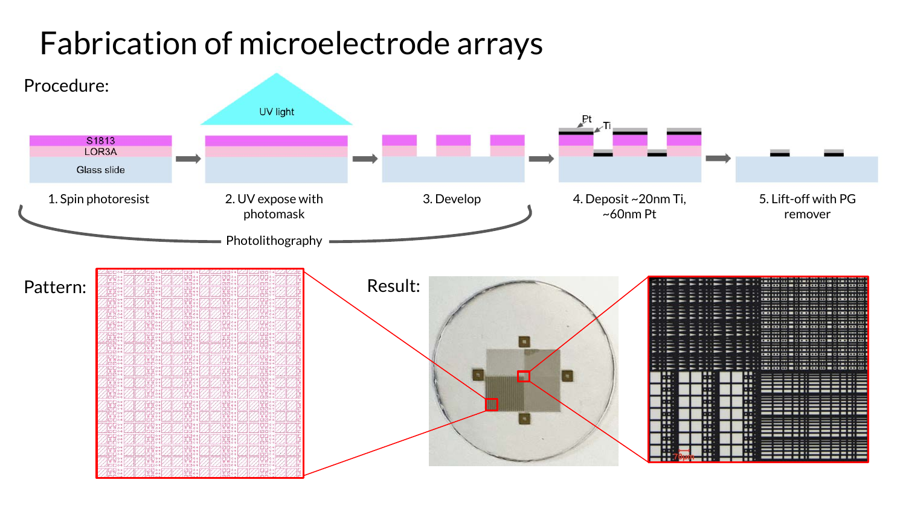# Fabrication of microelectrode arrays

Procedure:

S1813

LOR3A

Glass slide

UV light

Pt

Ti

1. Spin photoresist
2. UV expose with photomask
3. Develop
4. Deposit ~20nm Ti, ~60nm Pt
5. Lift-off with PG remover

Photolithography

Pattern:

Result:

70μm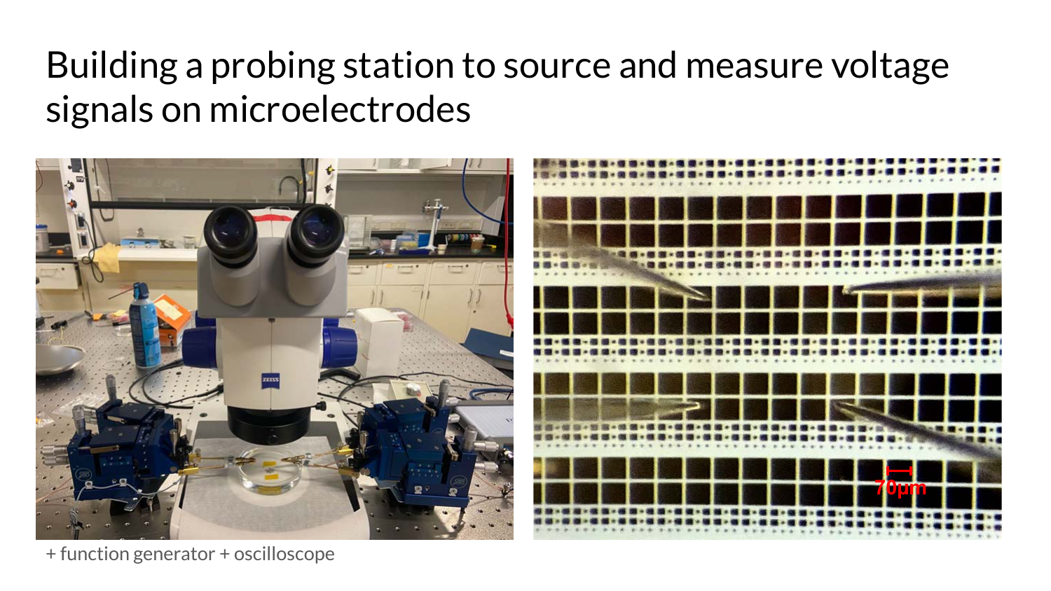# Building a probing station to source and measure voltage signals on microelectrodes

+ function generator + oscilloscope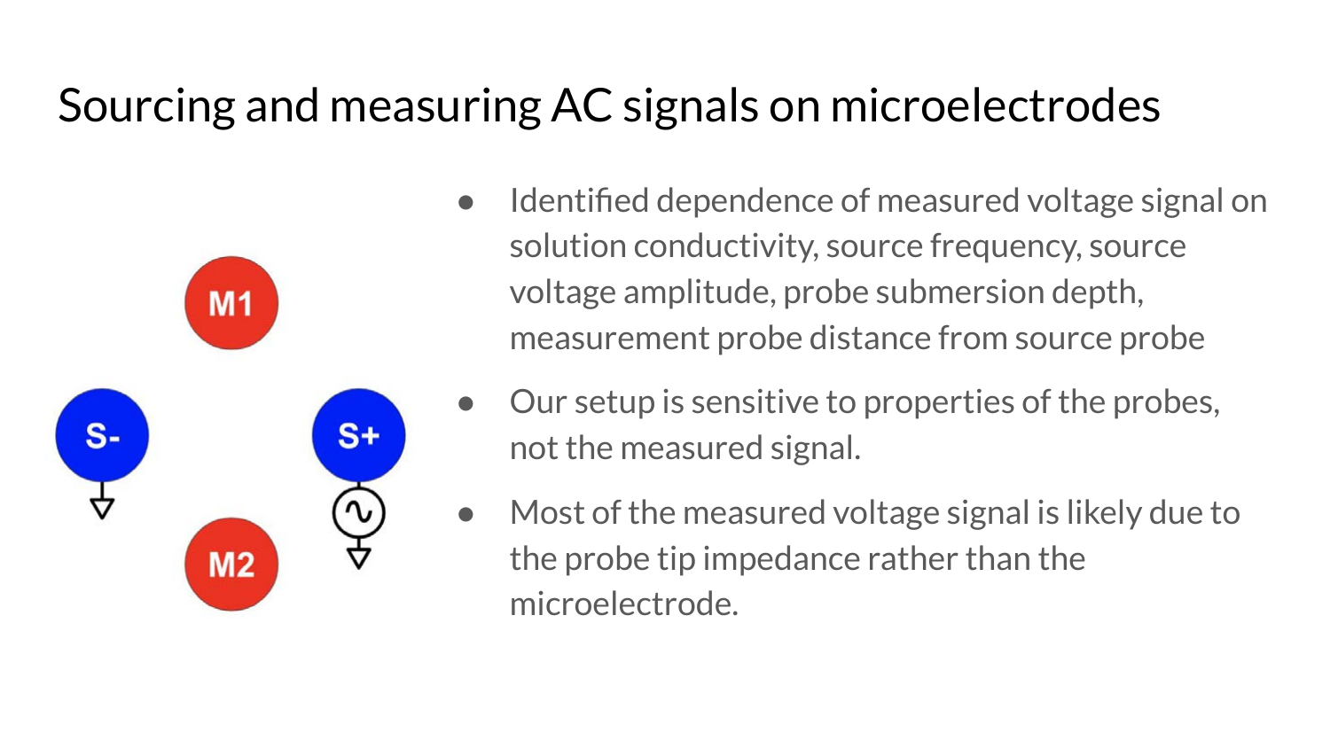# Sourcing and measuring AC signals on microelectrodes

- Identified dependence of measured voltage signal on solution conductivity, source frequency, source voltage amplitude, probe submersion depth, measurement probe distance from source probe
- Our setup is sensitive to properties of the probes, not the measured signal.
- Most of the measured voltage signal is likely due to the probe tip impedance rather than the microelectrode.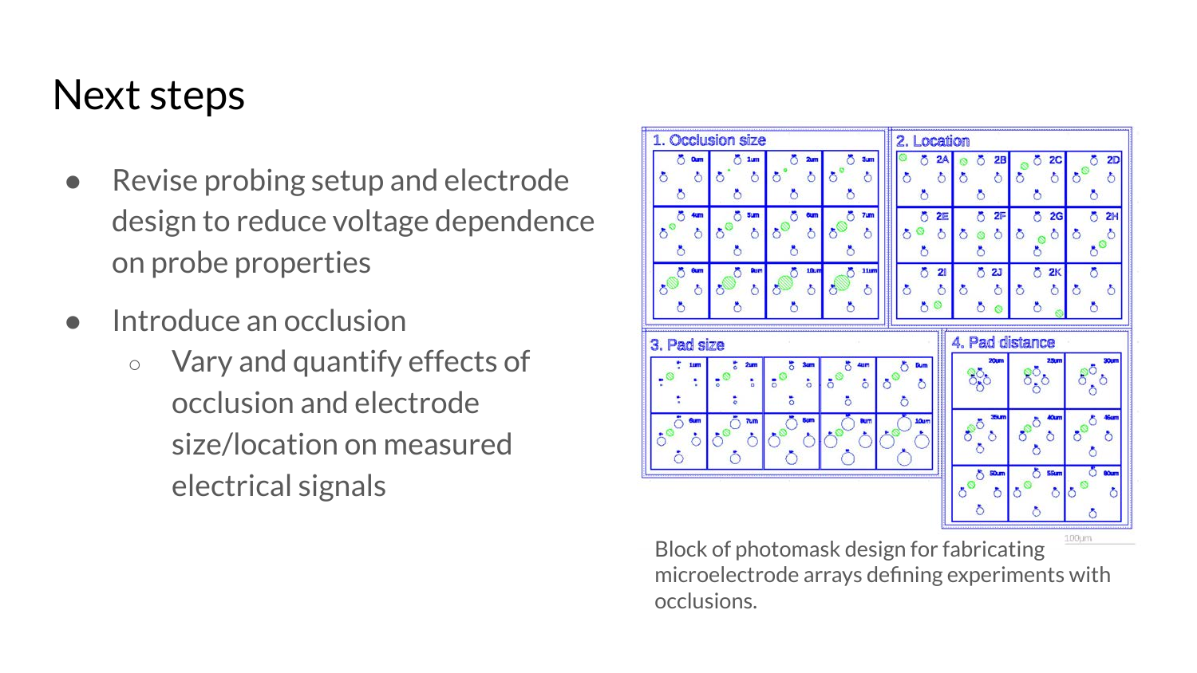# Next steps

- Revise probing setup and electrode design to reduce voltage dependence on probe properties
- Introduce an occlusion
  - Vary and quantify effects of occlusion and electrode size/location on measured electrical signals

Block of photomask design for fabricating microelectrode arrays defining experiments with occlusions.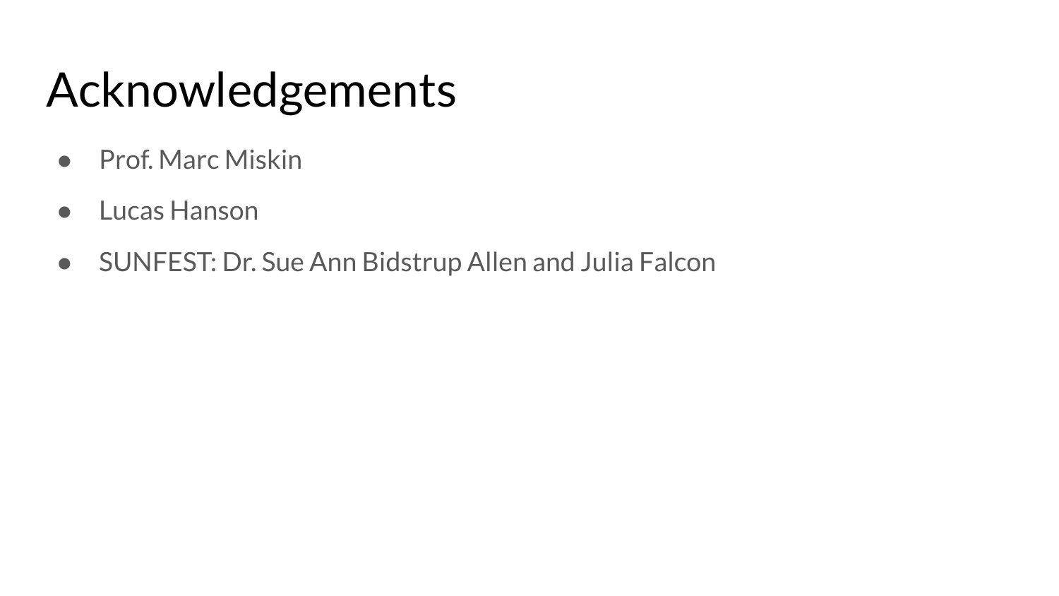# Acknowledgements

- Prof. Marc Miskin
- Lucas Hanson
- SUNFEST: Dr. Sue Ann Bidstrup Allen and Julia Falcon